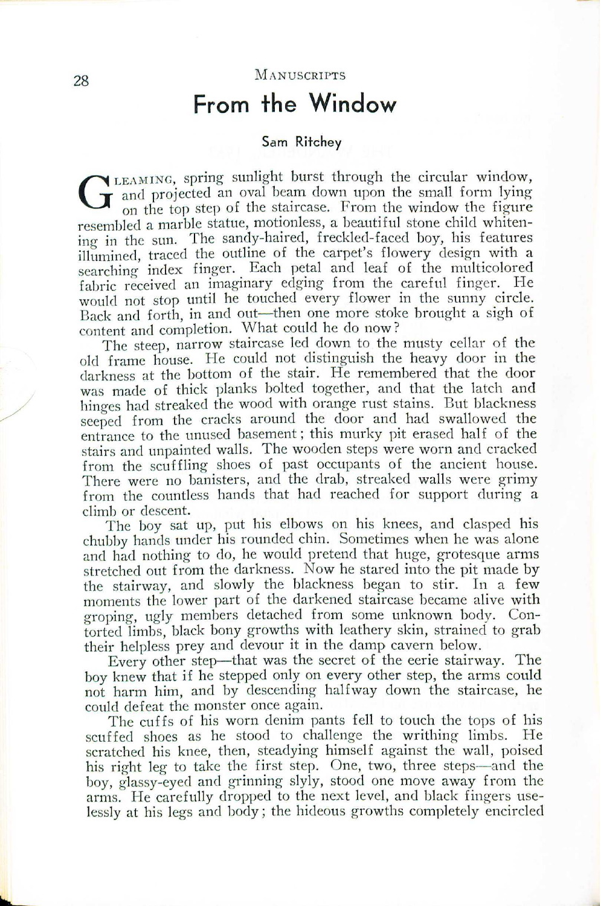# From the Window

### Sam Ritchey

GLEAMING, spring sunlight burst through the circular window, and projected an oval beam down upon the small form lying on the top step of the staircase. From the window the figure resembled a marble statue, motionless, a beautiful stone child whitening in the sun. The sandy-haired, freckled-faced boy, his features illumined, traced the outline of the carpet's flowery design with a searching index finger. Each petal and leaf of the multicolored fabric received an imaginary edging from the careful finger. He would not stop until he touched every flower in the sunny circle. Back and forth, in and out—then one more stoke brought a sigh of content and completion. What could he do now?

The steep, narrow staircase led down to the musty cellar of the old frame house. He could not distinguish the heavy door in the darkness at the bottom of the stair. He remembered that the door was made of thick planks bolted together, and that the latch and hinges had streaked the wood with orange rust stains. But blackness seeped from the cracks around the door and had swallowed the entrance to the unused basement; this murky pit erased half of the stairs and unpainted walls. The wooden steps were worn and cracked from the scuffling shoes of past occupants of the ancient house. There were no banisters, and the drab, streaked walls were grimy from the countless hands that had reached for support during a climb or descent.

The boy sat up, put his elbows on his knees, and clasped his chubby hands under his rounded chin. Sometimes when he was alone and had nothing to do, he would pretend that huge, grotesque arms stretched out from the darkness. Now he stared into the pit made by the stairway, and slowly the blackness began to stir. In a few moments the lower part of the darkened staircase became alive with groping, ugly members detached from some unknown body. Contorted limbs, black bony growths with leathery skin, strained to grab their helpless prey and devour it in the damp cavern below.

Every other step—that was the secret of the eerie stairway. The boy knew that if he stepped only on every other step, the arms could not harm him, and by descending halfway down the staircase, he could defeat the monster once again.

The cuffs of his worn denim pants fell to touch the tops of his scuffed shoes as he stood to challenge the writhing limbs. He scratched his knee, then, steadying himself against the wall, poised his right leg to take the first step. One, two, three steps—and the boy, glassy-eyed and grinning slyly, stood one move away from the arms. He carefully dropped to the next level, and black fingers uselessly at his legs and body; the hideous growths completely encircled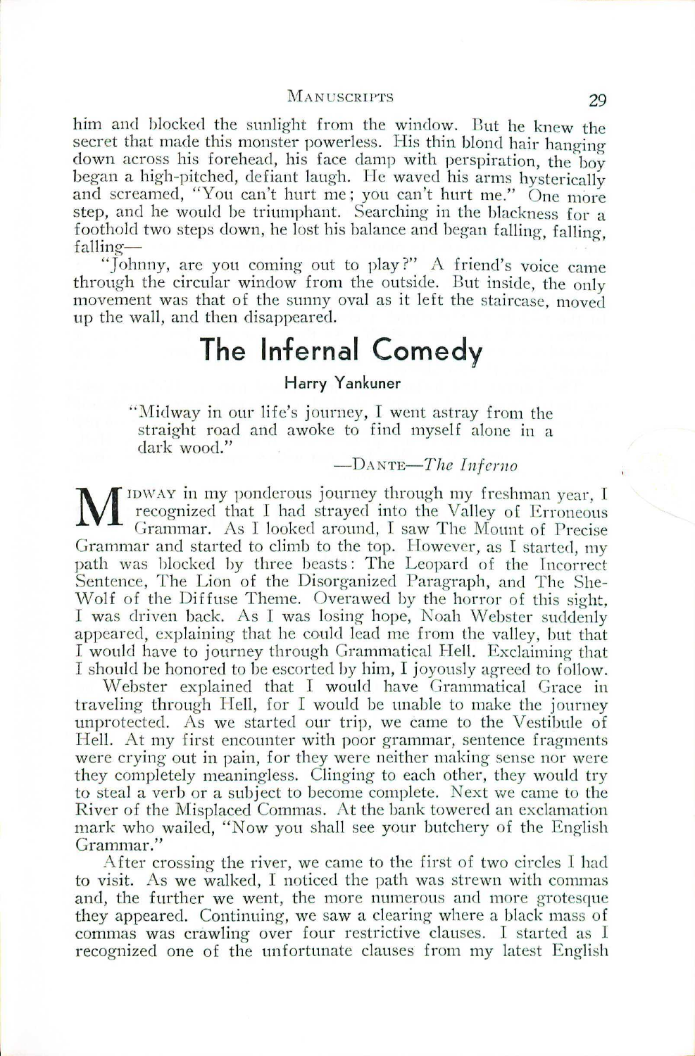him and blocked the sunlight from the window. But he knew the secret that made this monster powerless. His thin blond hair hanging down across his forehead, his face damp with perspiration, the boy began a high-pitched, defiant laugh. He waved his arms hysterically and screamed, "You can't hurt me; you can't hurt me." One more step, and he would be triumphant. Searching in the blackness for a foothold two steps down, he lost his balance and began falling, falling, falling—

"Johnny, are you coming out to play?" A friend's voice came through the circular window from the outside. But inside, the only movement was that of the sunny oval as it left the staircase, moved up the wall, and then disappeared.

# The Infernal Comedy

### Harry Yankuner

> "Midway in our life's journey, I went astray from the straight road and awoke to find myself alone in a dark wood."
>
> —Dante—*The Inferno*

Midway in my ponderous journey through my freshman year, I recognized that I had strayed into the Valley of Erroneous Grammar. As I looked around, I saw The Mount of Precise Grammar and started to climb to the top. However, as I started, my path was blocked by three beasts: The Leopard of the Incorrect Sentence, The Lion of the Disorganized Paragraph, and The She-Wolf of the Diffuse Theme. Overawed by the horror of this sight, I was driven back. As I was losing hope, Noah Webster suddenly appeared, explaining that he could lead me from the valley, but that I would have to journey through Grammatical Hell. Exclaiming that I should be honored to be escorted by him, I joyously agreed to follow.

Webster explained that I would have Grammatical Grace in traveling through Hell, for I would be unable to make the journey unprotected. As we started our trip, we came to the Vestibule of Hell. At my first encounter with poor grammar, sentence fragments were crying out in pain, for they were neither making sense nor were they completely meaningless. Clinging to each other, they would try to steal a verb or a subject to become complete. Next we came to the River of the Misplaced Commas. At the bank towered an exclamation mark who wailed, "Now you shall see your butchery of the English Grammar."

After crossing the river, we came to the first of two circles I had to visit. As we walked, I noticed the path was strewn with commas and, the further we went, the more numerous and more grotesque they appeared. Continuing, we saw a clearing where a black mass of commas was crawling over four restrictive clauses. I started as I recognized one of the unfortunate clauses from my latest English